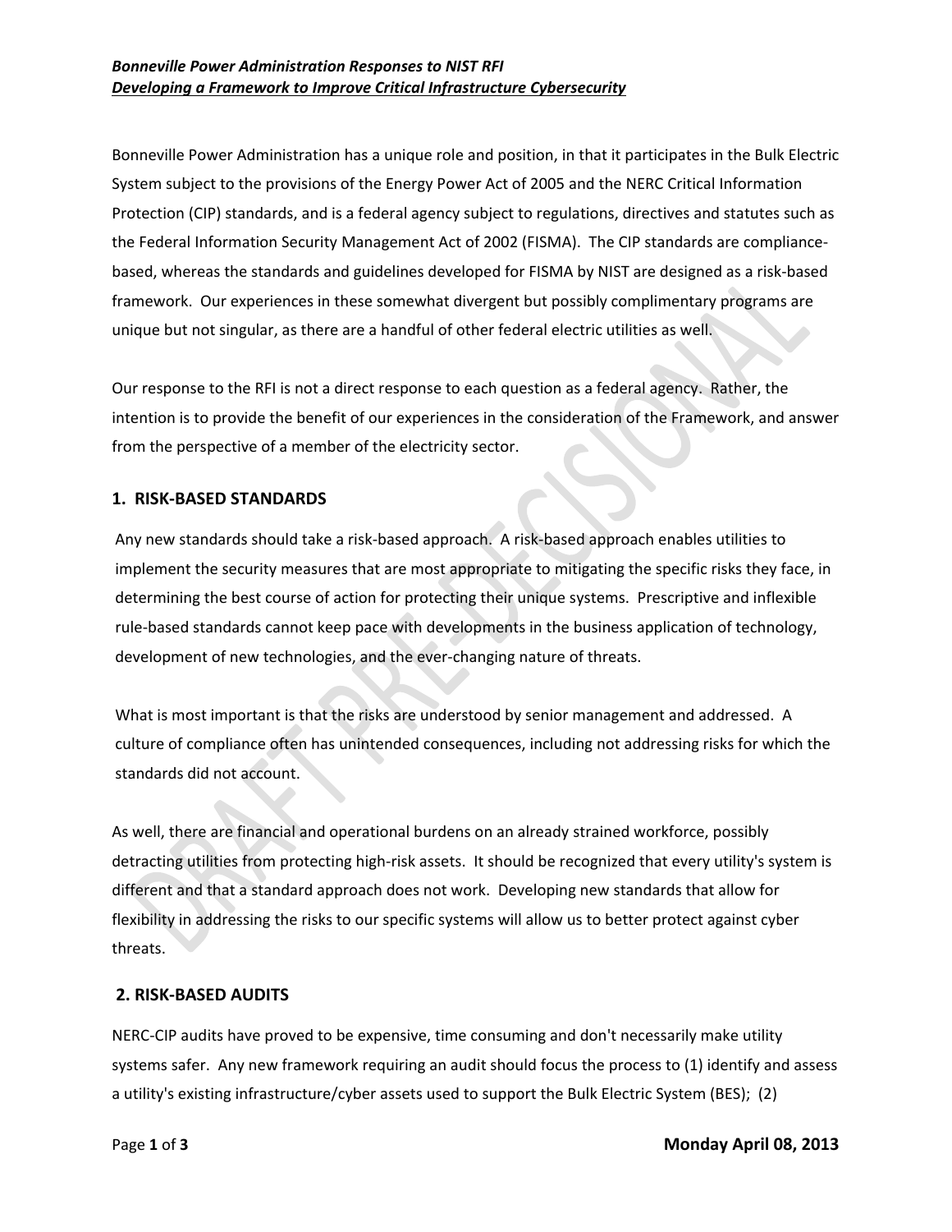***Bonneville Power Administration Responses to NIST RFI***
***<u>Developing a Framework to Improve Critical Infrastructure Cybersecurity</u>***

Bonneville Power Administration has a unique role and position, in that it participates in the Bulk Electric System subject to the provisions of the Energy Power Act of 2005 and the NERC Critical Information Protection (CIP) standards, and is a federal agency subject to regulations, directives and statutes such as the Federal Information Security Management Act of 2002 (FISMA). The CIP standards are compliance-based, whereas the standards and guidelines developed for FISMA by NIST are designed as a risk-based framework. Our experiences in these somewhat divergent but possibly complimentary programs are unique but not singular, as there are a handful of other federal electric utilities as well.

Our response to the RFI is not a direct response to each question as a federal agency. Rather, the intention is to provide the benefit of our experiences in the consideration of the Framework, and answer from the perspective of a member of the electricity sector.

## 1. RISK-BASED STANDARDS

Any new standards should take a risk-based approach. A risk-based approach enables utilities to implement the security measures that are most appropriate to mitigating the specific risks they face, in determining the best course of action for protecting their unique systems. Prescriptive and inflexible rule-based standards cannot keep pace with developments in the business application of technology, development of new technologies, and the ever-changing nature of threats.

What is most important is that the risks are understood by senior management and addressed. A culture of compliance often has unintended consequences, including not addressing risks for which the standards did not account.

As well, there are financial and operational burdens on an already strained workforce, possibly detracting utilities from protecting high-risk assets. It should be recognized that every utility's system is different and that a standard approach does not work. Developing new standards that allow for flexibility in addressing the risks to our specific systems will allow us to better protect against cyber threats.

## 2. RISK-BASED AUDITS

NERC-CIP audits have proved to be expensive, time consuming and don't necessarily make utility systems safer. Any new framework requiring an audit should focus the process to (1) identify and assess a utility's existing infrastructure/cyber assets used to support the Bulk Electric System (BES); (2)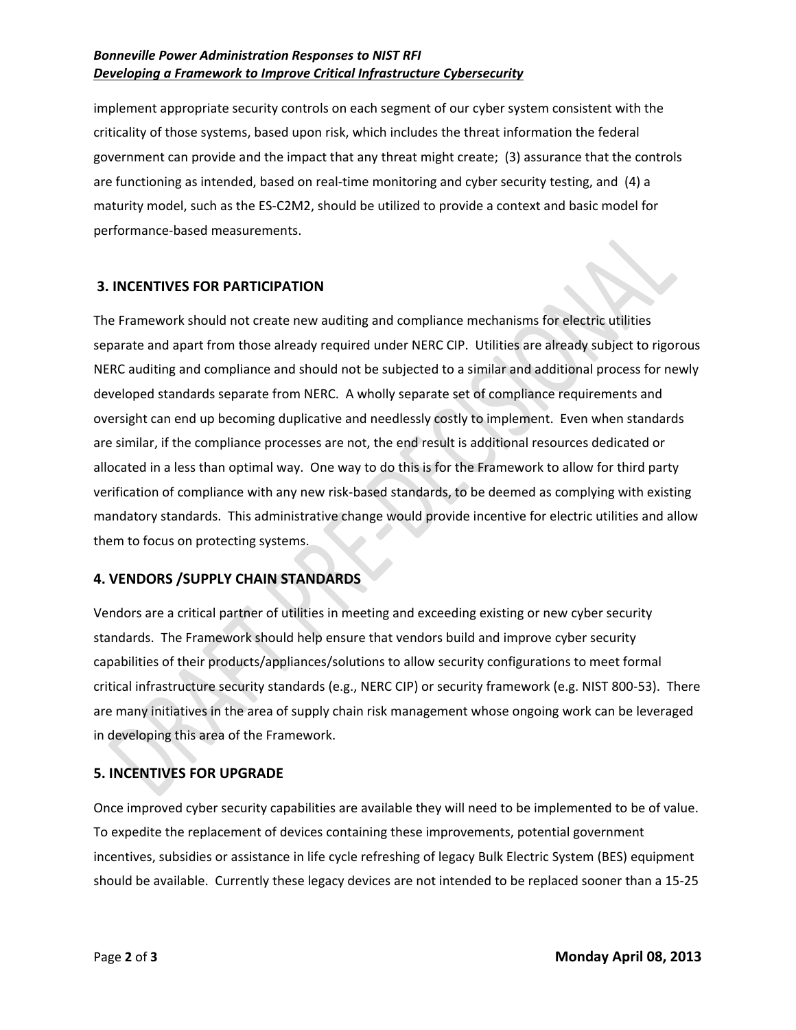implement appropriate security controls on each segment of our cyber system consistent with the criticality of those systems, based upon risk, which includes the threat information the federal government can provide and the impact that any threat might create; (3) assurance that the controls are functioning as intended, based on real-time monitoring and cyber security testing, and (4) a maturity model, such as the ES-C2M2, should be utilized to provide a context and basic model for performance-based measurements.

## 3. INCENTIVES FOR PARTICIPATION

The Framework should not create new auditing and compliance mechanisms for electric utilities separate and apart from those already required under NERC CIP. Utilities are already subject to rigorous NERC auditing and compliance and should not be subjected to a similar and additional process for newly developed standards separate from NERC. A wholly separate set of compliance requirements and oversight can end up becoming duplicative and needlessly costly to implement. Even when standards are similar, if the compliance processes are not, the end result is additional resources dedicated or allocated in a less than optimal way. One way to do this is for the Framework to allow for third party verification of compliance with any new risk-based standards, to be deemed as complying with existing mandatory standards. This administrative change would provide incentive for electric utilities and allow them to focus on protecting systems.

## 4. VENDORS /SUPPLY CHAIN STANDARDS

Vendors are a critical partner of utilities in meeting and exceeding existing or new cyber security standards. The Framework should help ensure that vendors build and improve cyber security capabilities of their products/appliances/solutions to allow security configurations to meet formal critical infrastructure security standards (e.g., NERC CIP) or security framework (e.g. NIST 800-53). There are many initiatives in the area of supply chain risk management whose ongoing work can be leveraged in developing this area of the Framework.

## 5. INCENTIVES FOR UPGRADE

Once improved cyber security capabilities are available they will need to be implemented to be of value. To expedite the replacement of devices containing these improvements, potential government incentives, subsidies or assistance in life cycle refreshing of legacy Bulk Electric System (BES) equipment should be available. Currently these legacy devices are not intended to be replaced sooner than a 15-25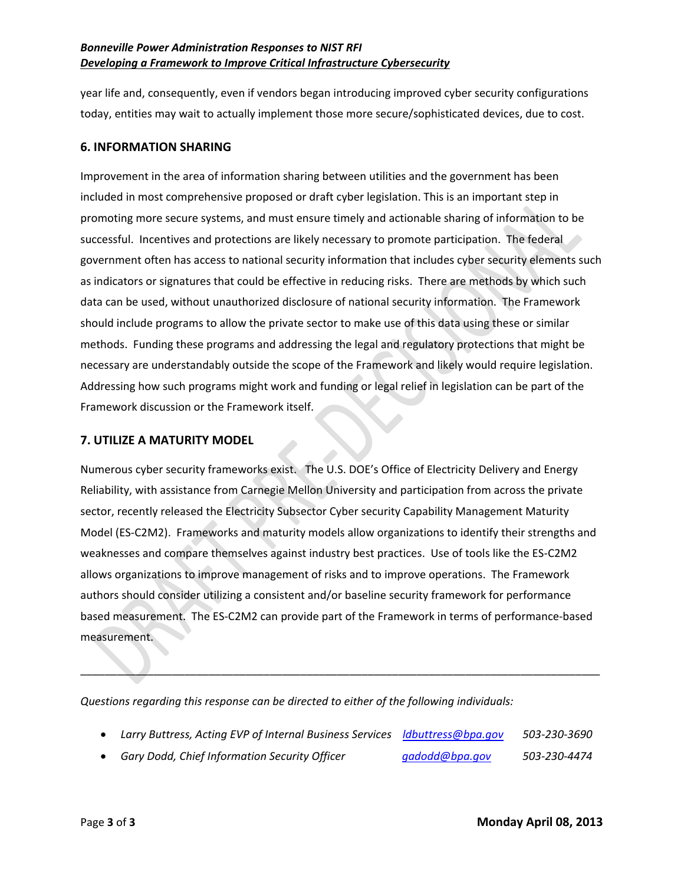year life and, consequently, even if vendors began introducing improved cyber security configurations today, entities may wait to actually implement those more secure/sophisticated devices, due to cost.

## 6. INFORMATION SHARING

Improvement in the area of information sharing between utilities and the government has been included in most comprehensive proposed or draft cyber legislation. This is an important step in promoting more secure systems, and must ensure timely and actionable sharing of information to be successful. Incentives and protections are likely necessary to promote participation. The federal government often has access to national security information that includes cyber security elements such as indicators or signatures that could be effective in reducing risks. There are methods by which such data can be used, without unauthorized disclosure of national security information. The Framework should include programs to allow the private sector to make use of this data using these or similar methods. Funding these programs and addressing the legal and regulatory protections that might be necessary are understandably outside the scope of the Framework and likely would require legislation. Addressing how such programs might work and funding or legal relief in legislation can be part of the Framework discussion or the Framework itself.

## 7. UTILIZE A MATURITY MODEL

Numerous cyber security frameworks exist. The U.S. DOE's Office of Electricity Delivery and Energy Reliability, with assistance from Carnegie Mellon University and participation from across the private sector, recently released the Electricity Subsector Cyber security Capability Management Maturity Model (ES-C2M2). Frameworks and maturity models allow organizations to identify their strengths and weaknesses and compare themselves against industry best practices. Use of tools like the ES-C2M2 allows organizations to improve management of risks and to improve operations. The Framework authors should consider utilizing a consistent and/or baseline security framework for performance based measurement. The ES-C2M2 can provide part of the Framework in terms of performance-based measurement.

---

*Questions regarding this response can be directed to either of the following individuals:*

- *Larry Buttress, Acting EVP of Internal Business Services* [ldbuttress@bpa.gov](mailto:ldbuttress@bpa.gov) *503-230-3690*
- *Gary Dodd, Chief Information Security Officer* [gadodd@bpa.gov](mailto:gadodd@bpa.gov) *503-230-4474*